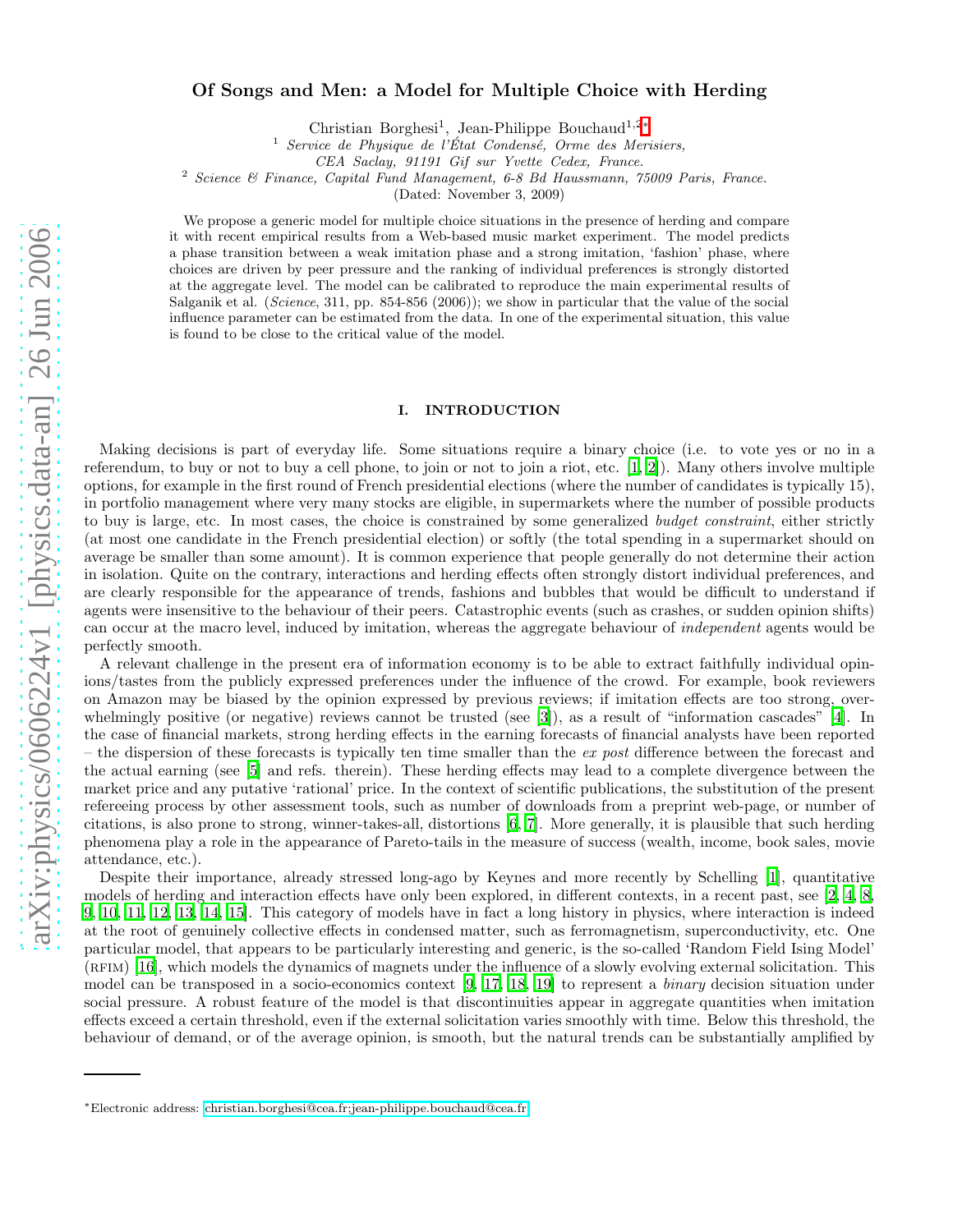# Of Songs and Men: a Model for Multiple Choice with Herding

Christian Borghesi[1], Jean-Philippe Bouchaud[1,2]*

[1] *Service de Physique de l'État Condensé, Orme des Merisiers, CEA Saclay, 91191 Gif sur Yvette Cedex, France.*

[2] *Science & Finance, Capital Fund Management, 6-8 Bd Haussmann, 75009 Paris, France.*

(Dated: November 3, 2009)

We propose a generic model for multiple choice situations in the presence of herding and compare it with recent empirical results from a Web-based music market experiment. The model predicts a phase transition between a weak imitation phase and a strong imitation, 'fashion' phase, where choices are driven by peer pressure and the ranking of individual preferences is strongly distorted at the aggregate level. The model can be calibrated to reproduce the main experimental results of Salganik et al. (*Science*, 311, pp. 854-856 (2006)); we show in particular that the value of the social influence parameter can be estimated from the data. In one of the experimental situation, this value is found to be close to the critical value of the model.

## I. INTRODUCTION

Making decisions is part of everyday life. Some situations require a binary choice (i.e. to vote yes or no in a referendum, to buy or not to buy a cell phone, to join or not to join a riot, etc. [1, 2]). Many others involve multiple options, for example in the first round of French presidential elections (where the number of candidates is typically 15), in portfolio management where very many stocks are eligible, in supermarkets where the number of possible products to buy is large, etc. In most cases, the choice is constrained by some generalized *budget constraint*, either strictly (at most one candidate in the French presidential election) or softly (the total spending in a supermarket should on average be smaller than some amount). It is common experience that people generally do not determine their action in isolation. Quite on the contrary, interactions and herding effects often strongly distort individual preferences, and are clearly responsible for the appearance of trends, fashions and bubbles that would be difficult to understand if agents were insensitive to the behaviour of their peers. Catastrophic events (such as crashes, or sudden opinion shifts) can occur at the macro level, induced by imitation, whereas the aggregate behaviour of *independent* agents would be perfectly smooth.

A relevant challenge in the present era of information economy is to be able to extract faithfully individual opinions/tastes from the publicly expressed preferences under the influence of the crowd. For example, book reviewers on Amazon may be biased by the opinion expressed by previous reviews; if imitation effects are too strong, overwhelmingly positive (or negative) reviews cannot be trusted (see [3]), as a result of "information cascades" [4]. In the case of financial markets, strong herding effects in the earning forecasts of financial analysts have been reported – the dispersion of these forecasts is typically ten time smaller than the *ex post* difference between the forecast and the actual earning (see [5] and refs. therein). These herding effects may lead to a complete divergence between the market price and any putative 'rational' price. In the context of scientific publications, the substitution of the present refereeing process by other assessment tools, such as number of downloads from a preprint web-page, or number of citations, is also prone to strong, winner-takes-all, distortions [6, 7]. More generally, it is plausible that such herding phenomena play a role in the appearance of Pareto-tails in the measure of success (wealth, income, book sales, movie attendance, etc.).

Despite their importance, already stressed long-ago by Keynes and more recently by Schelling [1], quantitative models of herding and interaction effects have only been explored, in different contexts, in a recent past, see [2, 4, 8, 9, 10, 11, 12, 13, 14, 15]. This category of models have in fact a long history in physics, where interaction is indeed at the root of genuinely collective effects in condensed matter, such as ferromagnetism, superconductivity, etc. One particular model, that appears to be particularly interesting and generic, is the so-called 'Random Field Ising Model' (RFIM) [16], which models the dynamics of magnets under the influence of a slowly evolving external solicitation. This model can be transposed in a socio-economics context [9, 17, 18, 19] to represent a *binary* decision situation under social pressure. A robust feature of the model is that discontinuities appear in aggregate quantities when imitation effects exceed a certain threshold, even if the external solicitation varies smoothly with time. Below this threshold, the behaviour of demand, or of the average opinion, is smooth, but the natural trends can be substantially amplified by

*Electronic address: christian.borghesi@cea.fr;jean-philippe.bouchaud@cea.fr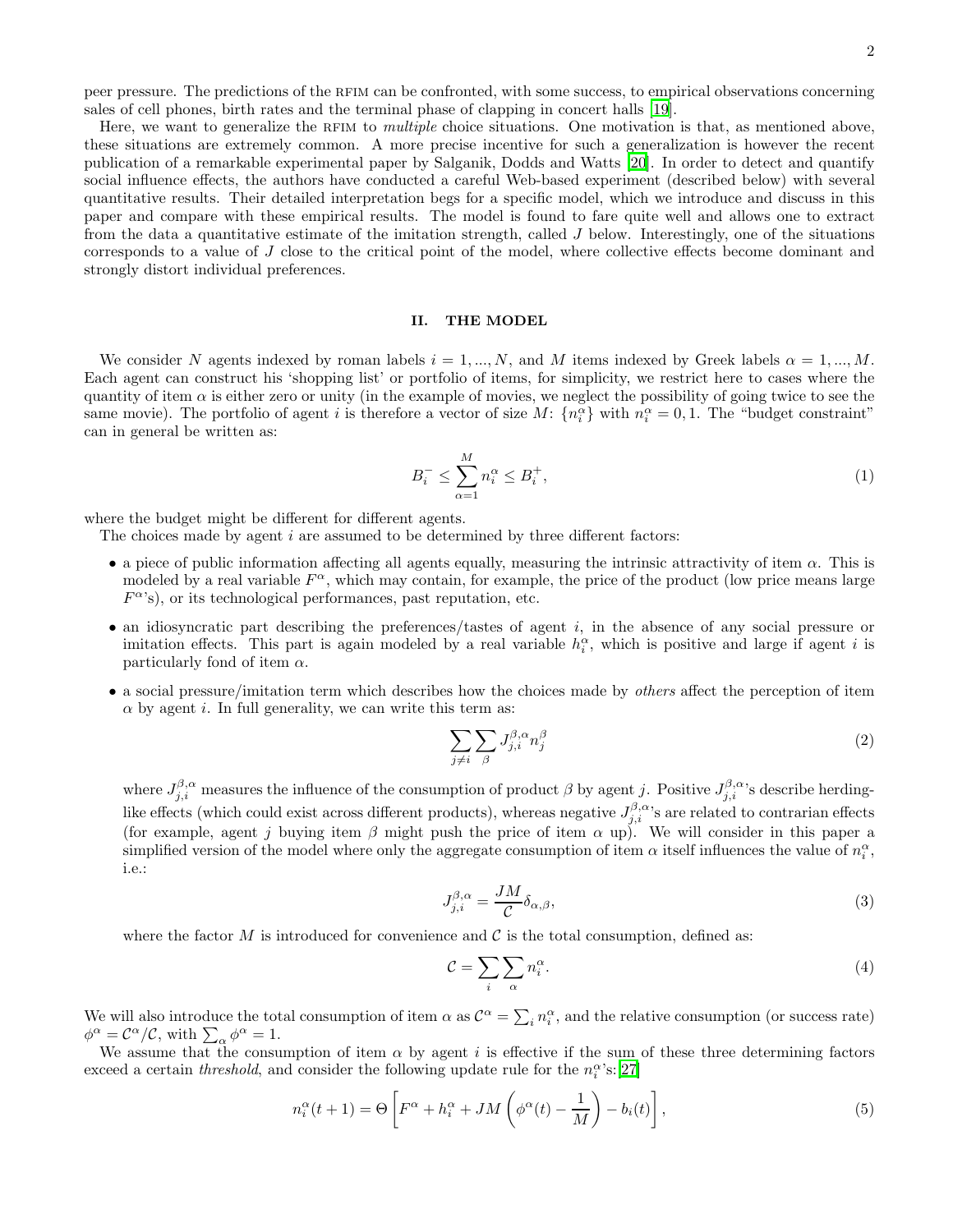peer pressure. The predictions of the RFIM can be confronted, with some success, to empirical observations concerning sales of cell phones, birth rates and the terminal phase of clapping in concert halls [19].

Here, we want to generalize the RFIM to *multiple* choice situations. One motivation is that, as mentioned above, these situations are extremely common. A more precise incentive for such a generalization is however the recent publication of a remarkable experimental paper by Salganik, Dodds and Watts [20]. In order to detect and quantify social influence effects, the authors have conducted a careful Web-based experiment (described below) with several quantitative results. Their detailed interpretation begs for a specific model, which we introduce and discuss in this paper and compare with these empirical results. The model is found to fare quite well and allows one to extract from the data a quantitative estimate of the imitation strength, called $J$ below. Interestingly, one of the situations corresponds to a value of $J$ close to the critical point of the model, where collective effects become dominant and strongly distort individual preferences.

## II. THE MODEL

We consider $N$ agents indexed by roman labels $i = 1, ..., N$, and $M$ items indexed by Greek labels $\alpha = 1, ..., M$. Each agent can construct his 'shopping list' or portfolio of items, for simplicity, we restrict here to cases where the quantity of item $\alpha$ is either zero or unity (in the example of movies, we neglect the possibility of going twice to see the same movie). The portfolio of agent $i$ is therefore a vector of size $M$: $\{n_i^\alpha\}$ with $n_i^\alpha = 0, 1$. The "budget constraint" can in general be written as:

$$B_i^- \leq \sum_{\alpha=1}^{M} n_i^\alpha \leq B_i^+, \tag{1}$$

where the budget might be different for different agents.

The choices made by agent $i$ are assumed to be determined by three different factors:

- a piece of public information affecting all agents equally, measuring the intrinsic attractivity of item $\alpha$. This is modeled by a real variable $F^\alpha$, which may contain, for example, the price of the product (low price means large $F^\alpha$'s), or its technological performances, past reputation, etc.
- an idiosyncratic part describing the preferences/tastes of agent $i$, in the absence of any social pressure or imitation effects. This part is again modeled by a real variable $h_i^\alpha$, which is positive and large if agent $i$ is particularly fond of item $\alpha$.
- a social pressure/imitation term which describes how the choices made by *others* affect the perception of item $\alpha$ by agent $i$. In full generality, we can write this term as:

$$\sum_{j \neq i} \sum_{\beta} J_{j,i}^{\beta,\alpha} n_j^\beta \tag{2}$$

where $J_{j,i}^{\beta,\alpha}$ measures the influence of the consumption of product $\beta$ by agent $j$. Positive $J_{j,i}^{\beta,\alpha}$'s describe herding-like effects (which could exist across different products), whereas negative $J_{j,i}^{\beta,\alpha}$'s are related to contrarian effects (for example, agent $j$ buying item $\beta$ might push the price of item $\alpha$ up). We will consider in this paper a simplified version of the model where only the aggregate consumption of item $\alpha$ itself influences the value of $n_i^\alpha$, i.e.:

$$J_{j,i}^{\beta,\alpha} = \frac{JM}{\mathcal{C}} \delta_{\alpha,\beta}, \tag{3}$$

where the factor $M$ is introduced for convenience and $\mathcal{C}$ is the total consumption, defined as:

$$\mathcal{C} = \sum_i \sum_\alpha n_i^\alpha. \tag{4}$$

We will also introduce the total consumption of item $\alpha$ as $\mathcal{C}^\alpha = \sum_i n_i^\alpha$, and the relative consumption (or success rate) $\phi^\alpha = \mathcal{C}^\alpha / \mathcal{C}$, with $\sum_\alpha \phi^\alpha = 1$.

We assume that the consumption of item $\alpha$ by agent $i$ is effective if the sum of these three determining factors exceed a certain *threshold*, and consider the following update rule for the $n_i^\alpha$'s:[27]

$$n_i^\alpha(t+1) = \Theta\left[F^\alpha + h_i^\alpha + JM\left(\phi^\alpha(t) - \frac{1}{M}\right) - b_i(t)\right], \tag{5}$$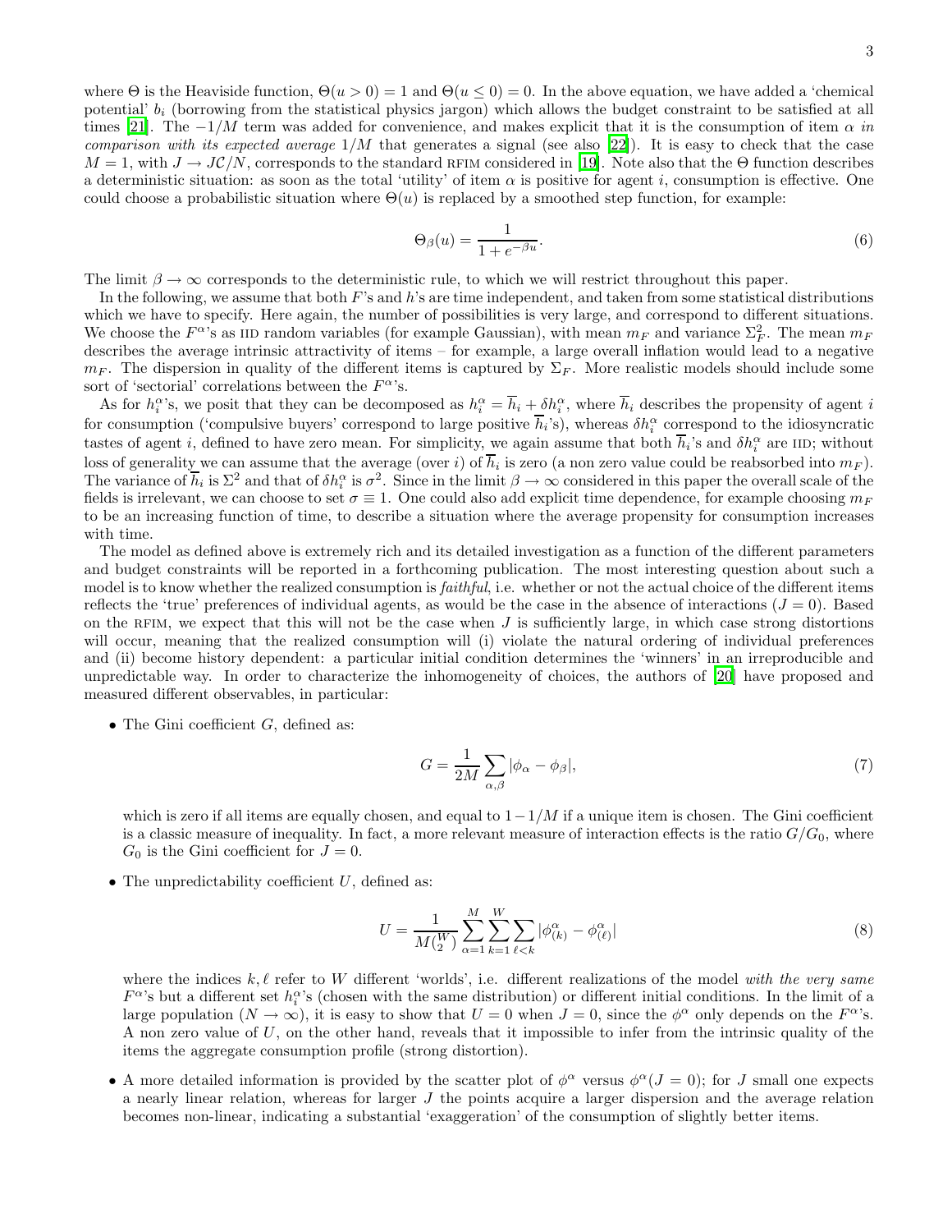where $\Theta$ is the Heaviside function, $\Theta(u > 0) = 1$ and $\Theta(u \leq 0) = 0$. In the above equation, we have added a 'chemical potential' $b_i$ (borrowing from the statistical physics jargon) which allows the budget constraint to be satisfied at all times [21]. The $-1/M$ term was added for convenience, and makes explicit that it is the consumption of item $\alpha$ *in comparison with its expected average* $1/M$ that generates a signal (see also [22]). It is easy to check that the case $M = 1$, with $J \to J\mathcal{C}/N$, corresponds to the standard RFIM considered in [19]. Note also that the $\Theta$ function describes a deterministic situation: as soon as the total 'utility' of item $\alpha$ is positive for agent $i$, consumption is effective. One could choose a probabilistic situation where $\Theta(u)$ is replaced by a smoothed step function, for example:

$$\Theta_\beta(u) = \frac{1}{1 + e^{-\beta u}}. \tag{6}$$

The limit $\beta \to \infty$ corresponds to the deterministic rule, to which we will restrict throughout this paper.

In the following, we assume that both $F$'s and $h$'s are time independent, and taken from some statistical distributions which we have to specify. Here again, the number of possibilities is very large, and correspond to different situations. We choose the $F^\alpha$'s as IID random variables (for example Gaussian), with mean $m_F$ and variance $\Sigma_F^2$. The mean $m_F$ describes the average intrinsic attractivity of items – for example, a large overall inflation would lead to a negative $m_F$. The dispersion in quality of the different items is captured by $\Sigma_F$. More realistic models should include some sort of 'sectorial' correlations between the $F^\alpha$'s.

As for $h_i^\alpha$'s, we posit that they can be decomposed as $h_i^\alpha = \overline{h}_i + \delta h_i^\alpha$, where $\overline{h}_i$ describes the propensity of agent $i$ for consumption ('compulsive buyers' correspond to large positive $\overline{h}_i$'s), whereas $\delta h_i^\alpha$ correspond to the idiosyncratic tastes of agent $i$, defined to have zero mean. For simplicity, we again assume that both $\overline{h}_i$'s and $\delta h_i^\alpha$ are IID; without loss of generality we can assume that the average (over $i$) of $\overline{h}_i$ is zero (a non zero value could be reabsorbed into $m_F$). The variance of $\overline{h}_i$ is $\Sigma^2$ and that of $\delta h_i^\alpha$ is $\sigma^2$. Since in the limit $\beta \to \infty$ considered in this paper the overall scale of the fields is irrelevant, we can choose to set $\sigma \equiv 1$. One could also add explicit time dependence, for example choosing $m_F$ to be an increasing function of time, to describe a situation where the average propensity for consumption increases with time.

The model as defined above is extremely rich and its detailed investigation as a function of the different parameters and budget constraints will be reported in a forthcoming publication. The most interesting question about such a model is to know whether the realized consumption is *faithful*, i.e. whether or not the actual choice of the different items reflects the 'true' preferences of individual agents, as would be the case in the absence of interactions ($J = 0$). Based on the RFIM, we expect that this will not be the case when $J$ is sufficiently large, in which case strong distortions will occur, meaning that the realized consumption will (i) violate the natural ordering of individual preferences and (ii) become history dependent: a particular initial condition determines the 'winners' in an irreproducible and unpredictable way. In order to characterize the inhomogeneity of choices, the authors of [20] have proposed and measured different observables, in particular:

- The Gini coefficient $G$, defined as:

$$G = \frac{1}{2M} \sum_{\alpha,\beta} |\phi_\alpha - \phi_\beta|, \tag{7}$$

  which is zero if all items are equally chosen, and equal to $1 - 1/M$ if a unique item is chosen. The Gini coefficient is a classic measure of inequality. In fact, a more relevant measure of interaction effects is the ratio $G/G_0$, where $G_0$ is the Gini coefficient for $J = 0$.

- The unpredictability coefficient $U$, defined as:

$$U = \frac{1}{M\binom{W}{2}} \sum_{\alpha=1}^{M} \sum_{k=1}^{W} \sum_{\ell < k} |\phi^\alpha_{(k)} - \phi^\alpha_{(\ell)}| \tag{8}$$

  where the indices $k, \ell$ refer to $W$ different 'worlds', i.e. different realizations of the model *with the very same* $F^\alpha$'s but a different set $h_i^\alpha$'s (chosen with the same distribution) or different initial conditions. In the limit of a large population ($N \to \infty$), it is easy to show that $U = 0$ when $J = 0$, since the $\phi^\alpha$ only depends on the $F^\alpha$'s. A non zero value of $U$, on the other hand, reveals that it impossible to infer from the intrinsic quality of the items the aggregate consumption profile (strong distortion).

- A more detailed information is provided by the scatter plot of $\phi^\alpha$ versus $\phi^\alpha(J = 0)$; for $J$ small one expects a nearly linear relation, whereas for larger $J$ the points acquire a larger dispersion and the average relation becomes non-linear, indicating a substantial 'exaggeration' of the consumption of slightly better items.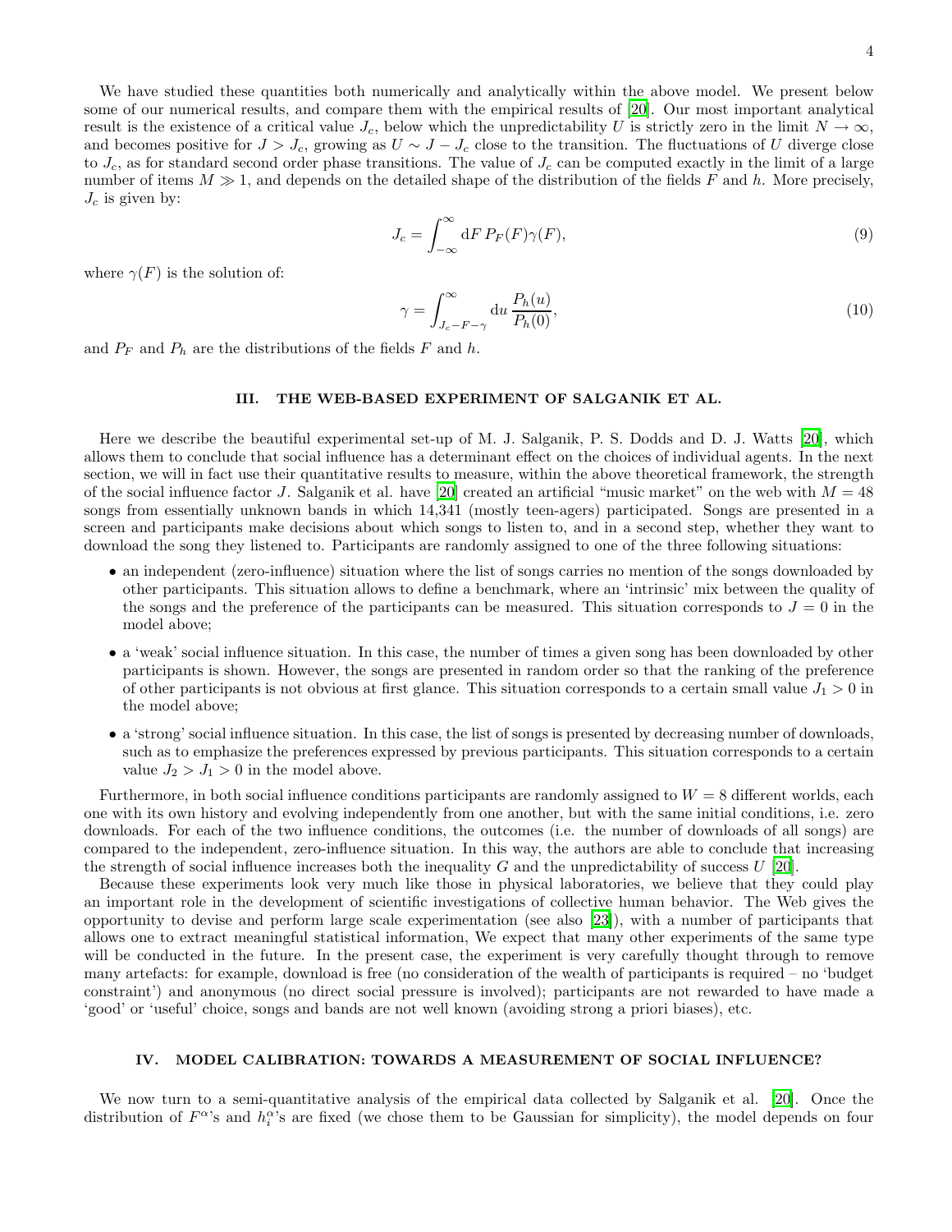We have studied these quantities both numerically and analytically within the above model. We present below some of our numerical results, and compare them with the empirical results of [20]. Our most important analytical result is the existence of a critical value $J_c$, below which the unpredictability $U$ is strictly zero in the limit $N \to \infty$, and becomes positive for $J > J_c$, growing as $U \sim J - J_c$ close to the transition. The fluctuations of $U$ diverge close to $J_c$, as for standard second order phase transitions. The value of $J_c$ can be computed exactly in the limit of a large number of items $M \gg 1$, and depends on the detailed shape of the distribution of the fields $F$ and $h$. More precisely, $J_c$ is given by:

$$J_c = \int_{-\infty}^{\infty} \mathrm{d}F \, P_F(F) \gamma(F), \tag{9}$$

where $\gamma(F)$ is the solution of:

$$\gamma = \int_{J_c - F - \gamma}^{\infty} \mathrm{d}u \, \frac{P_h(u)}{P_h(0)}, \tag{10}$$

and $P_F$ and $P_h$ are the distributions of the fields $F$ and $h$.

## III. THE WEB-BASED EXPERIMENT OF SALGANIK ET AL.

Here we describe the beautiful experimental set-up of M. J. Salganik, P. S. Dodds and D. J. Watts [20], which allows them to conclude that social influence has a determinant effect on the choices of individual agents. In the next section, we will in fact use their quantitative results to measure, within the above theoretical framework, the strength of the social influence factor $J$. Salganik et al. have [20] created an artificial "music market" on the web with $M = 48$ songs from essentially unknown bands in which 14,341 (mostly teen-agers) participated. Songs are presented in a screen and participants make decisions about which songs to listen to, and in a second step, whether they want to download the song they listened to. Participants are randomly assigned to one of the three following situations:

- an independent (zero-influence) situation where the list of songs carries no mention of the songs downloaded by other participants. This situation allows to define a benchmark, where an 'intrinsic' mix between the quality of the songs and the preference of the participants can be measured. This situation corresponds to $J = 0$ in the model above;
- a 'weak' social influence situation. In this case, the number of times a given song has been downloaded by other participants is shown. However, the songs are presented in random order so that the ranking of the preference of other participants is not obvious at first glance. This situation corresponds to a certain small value $J_1 > 0$ in the model above;
- a 'strong' social influence situation. In this case, the list of songs is presented by decreasing number of downloads, such as to emphasize the preferences expressed by previous participants. This situation corresponds to a certain value $J_2 > J_1 > 0$ in the model above.

Furthermore, in both social influence conditions participants are randomly assigned to $W = 8$ different worlds, each one with its own history and evolving independently from one another, but with the same initial conditions, i.e. zero downloads. For each of the two influence conditions, the outcomes (i.e. the number of downloads of all songs) are compared to the independent, zero-influence situation. In this way, the authors are able to conclude that increasing the strength of social influence increases both the inequality $G$ and the unpredictability of success $U$ [20].

Because these experiments look very much like those in physical laboratories, we believe that they could play an important role in the development of scientific investigations of collective human behavior. The Web gives the opportunity to devise and perform large scale experimentation (see also [23]), with a number of participants that allows one to extract meaningful statistical information, We expect that many other experiments of the same type will be conducted in the future. In the present case, the experiment is very carefully thought through to remove many artefacts: for example, download is free (no consideration of the wealth of participants is required – no 'budget constraint') and anonymous (no direct social pressure is involved); participants are not rewarded to have made a 'good' or 'useful' choice, songs and bands are not well known (avoiding strong a priori biases), etc.

## IV. MODEL CALIBRATION: TOWARDS A MEASUREMENT OF SOCIAL INFLUENCE?

We now turn to a semi-quantitative analysis of the empirical data collected by Salganik et al. [20]. Once the distribution of $F^{\alpha}$'s and $h_i^{\alpha}$'s are fixed (we chose them to be Gaussian for simplicity), the model depends on four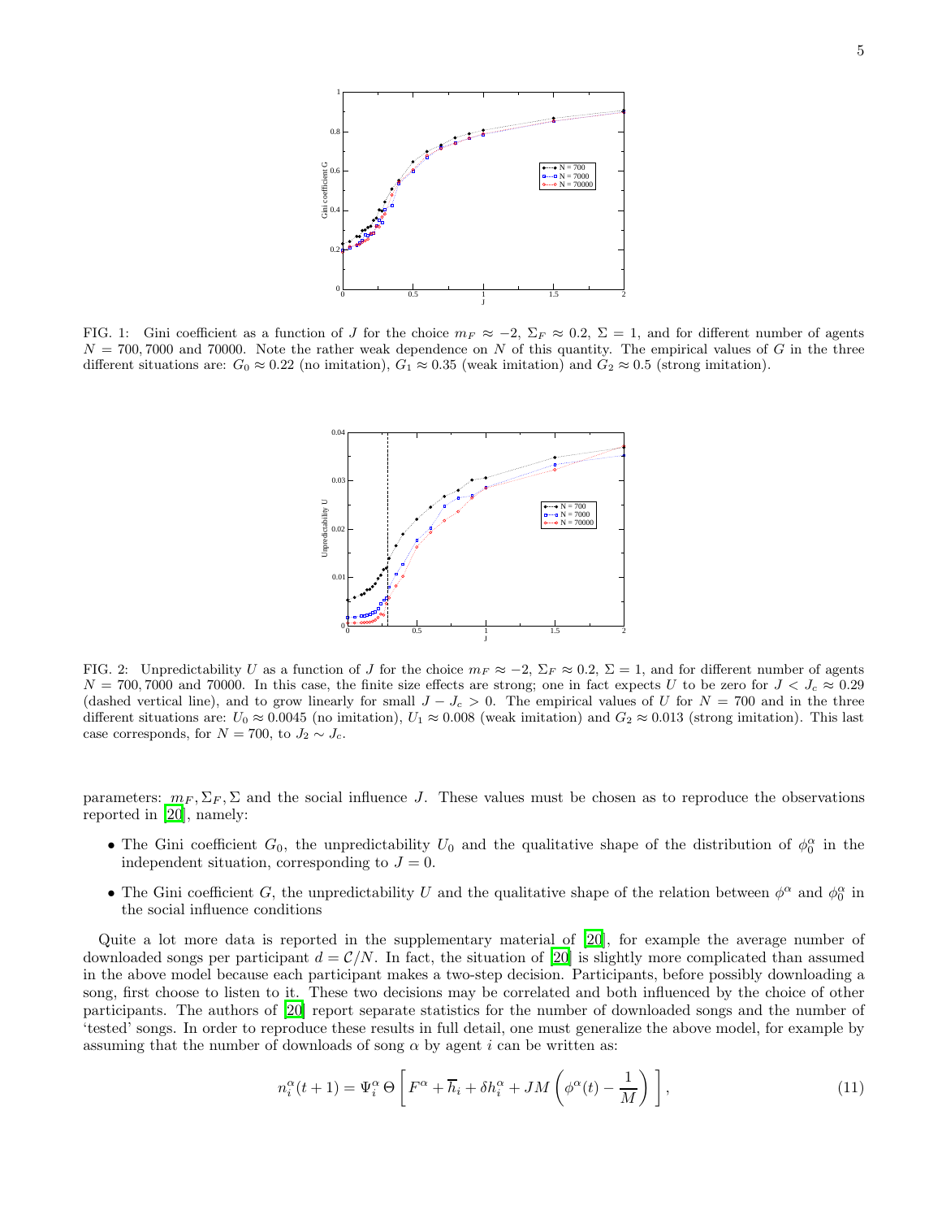FIG. 1: Gini coefficient as a function of $J$ for the choice $m_F \approx -2$, $\Sigma_F \approx 0.2$, $\Sigma = 1$, and for different number of agents $N = 700, 7000$ and $70000$. Note the rather weak dependence on $N$ of this quantity. The empirical values of $G$ in the three different situations are: $G_0 \approx 0.22$ (no imitation), $G_1 \approx 0.35$ (weak imitation) and $G_2 \approx 0.5$ (strong imitation).

FIG. 2: Unpredictability $U$ as a function of $J$ for the choice $m_F \approx -2$, $\Sigma_F \approx 0.2$, $\Sigma = 1$, and for different number of agents $N = 700, 7000$ and $70000$. In this case, the finite size effects are strong; one in fact expects $U$ to be zero for $J < J_c \approx 0.29$ (dashed vertical line), and to grow linearly for small $J - J_c > 0$. The empirical values of $U$ for $N = 700$ and in the three different situations are: $U_0 \approx 0.0045$ (no imitation), $U_1 \approx 0.008$ (weak imitation) and $G_2 \approx 0.013$ (strong imitation). This last case corresponds, for $N = 700$, to $J_2 \sim J_c$.

parameters: $m_F, \Sigma_F, \Sigma$ and the social influence $J$. These values must be chosen as to reproduce the observations reported in [20], namely:

- The Gini coefficient $G_0$, the unpredictability $U_0$ and the qualitative shape of the distribution of $\phi_0^\alpha$ in the independent situation, corresponding to $J = 0$.
- The Gini coefficient $G$, the unpredictability $U$ and the qualitative shape of the relation between $\phi^\alpha$ and $\phi_0^\alpha$ in the social influence conditions

Quite a lot more data is reported in the supplementary material of [20], for example the average number of downloaded songs per participant $d = \mathcal{C}/N$. In fact, the situation of [20] is slightly more complicated than assumed in the above model because each participant makes a two-step decision. Participants, before possibly downloading a song, first choose to listen to it. These two decisions may be correlated and both influenced by the choice of other participants. The authors of [20] report separate statistics for the number of downloaded songs and the number of 'tested' songs. In order to reproduce these results in full detail, one must generalize the above model, for example by assuming that the number of downloads of song $\alpha$ by agent $i$ can be written as:

$$n_i^\alpha(t+1) = \Psi_i^\alpha \, \Theta \left[ F^\alpha + \overline{h}_i + \delta h_i^\alpha + JM \left( \phi^\alpha(t) - \frac{1}{M} \right) \right], \tag{11}$$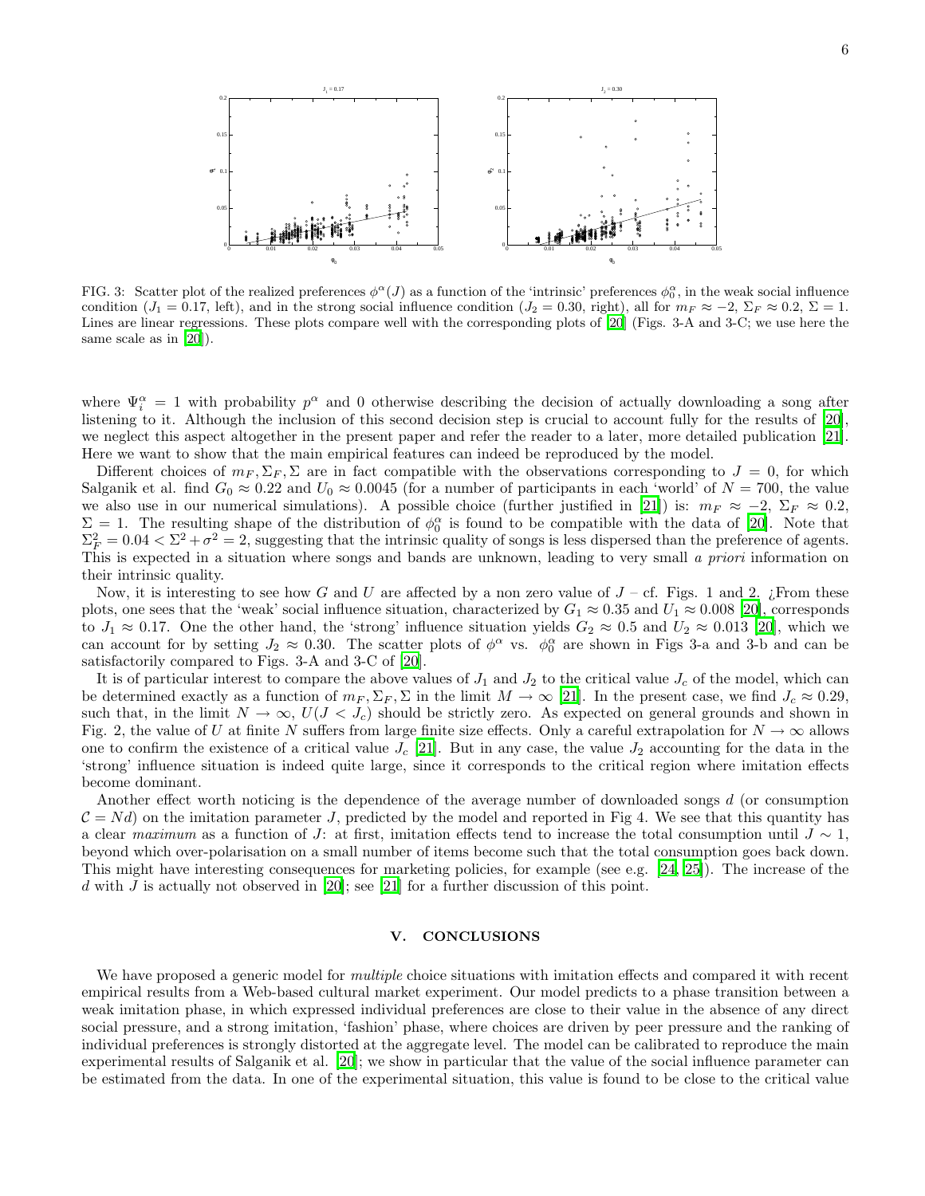FIG. 3: Scatter plot of the realized preferences $\phi^\alpha(J)$ as a function of the 'intrinsic' preferences $\phi_0^\alpha$, in the weak social influence condition ($J_1 = 0.17$, left), and in the strong social influence condition ($J_2 = 0.30$, right), all for $m_F \approx -2$, $\Sigma_F \approx 0.2$, $\Sigma = 1$. Lines are linear regressions. These plots compare well with the corresponding plots of [20] (Figs. 3-A and 3-C; we use here the same scale as in [20]).

where $\Psi_i^\alpha = 1$ with probability $p^\alpha$ and 0 otherwise describing the decision of actually downloading a song after listening to it. Although the inclusion of this second decision step is crucial to account fully for the results of [20], we neglect this aspect altogether in the present paper and refer the reader to a later, more detailed publication [21]. Here we want to show that the main empirical features can indeed be reproduced by the model.

Different choices of $m_F, \Sigma_F, \Sigma$ are in fact compatible with the observations corresponding to $J = 0$, for which Salganik et al. find $G_0 \approx 0.22$ and $U_0 \approx 0.0045$ (for a number of participants in each 'world' of $N = 700$, the value we also use in our numerical simulations). A possible choice (further justified in [21]) is: $m_F \approx -2$, $\Sigma_F \approx 0.2$, $\Sigma = 1$. The resulting shape of the distribution of $\phi_0^\alpha$ is found to be compatible with the data of [20]. Note that $\Sigma_F^2 = 0.04 < \Sigma^2 + \sigma^2 = 2$, suggesting that the intrinsic quality of songs is less dispersed than the preference of agents. This is expected in a situation where songs and bands are unknown, leading to very small *a priori* information on their intrinsic quality.

Now, it is interesting to see how $G$ and $U$ are affected by a non zero value of $J$ – cf. Figs. 1 and 2. ¿From these plots, one sees that the 'weak' social influence situation, characterized by $G_1 \approx 0.35$ and $U_1 \approx 0.008$ [20], corresponds to $J_1 \approx 0.17$. One the other hand, the 'strong' influence situation yields $G_2 \approx 0.5$ and $U_2 \approx 0.013$ [20], which we can account for by setting $J_2 \approx 0.30$. The scatter plots of $\phi^\alpha$ vs. $\phi_0^\alpha$ are shown in Figs 3-a and 3-b and can be satisfactorily compared to Figs. 3-A and 3-C of [20].

It is of particular interest to compare the above values of $J_1$ and $J_2$ to the critical value $J_c$ of the model, which can be determined exactly as a function of $m_F, \Sigma_F, \Sigma$ in the limit $M \to \infty$ [21]. In the present case, we find $J_c \approx 0.29$, such that, in the limit $N \to \infty$, $U(J < J_c)$ should be strictly zero. As expected on general grounds and shown in Fig. 2, the value of $U$ at finite $N$ suffers from large finite size effects. Only a careful extrapolation for $N \to \infty$ allows one to confirm the existence of a critical value $J_c$ [21]. But in any case, the value $J_2$ accounting for the data in the 'strong' influence situation is indeed quite large, since it corresponds to the critical region where imitation effects become dominant.

Another effect worth noticing is the dependence of the average number of downloaded songs $d$ (or consumption $\mathcal{C} = Nd$) on the imitation parameter $J$, predicted by the model and reported in Fig 4. We see that this quantity has a clear *maximum* as a function of $J$: at first, imitation effects tend to increase the total consumption until $J \sim 1$, beyond which over-polarisation on a small number of items become such that the total consumption goes back down. This might have interesting consequences for marketing policies, for example (see e.g. [24, 25]). The increase of the $d$ with $J$ is actually not observed in [20]; see [21] for a further discussion of this point.

## V. CONCLUSIONS

We have proposed a generic model for *multiple* choice situations with imitation effects and compared it with recent empirical results from a Web-based cultural market experiment. Our model predicts to a phase transition between a weak imitation phase, in which expressed individual preferences are close to their value in the absence of any direct social pressure, and a strong imitation, 'fashion' phase, where choices are driven by peer pressure and the ranking of individual preferences is strongly distorted at the aggregate level. The model can be calibrated to reproduce the main experimental results of Salganik et al. [20]; we show in particular that the value of the social influence parameter can be estimated from the data. In one of the experimental situation, this value is found to be close to the critical value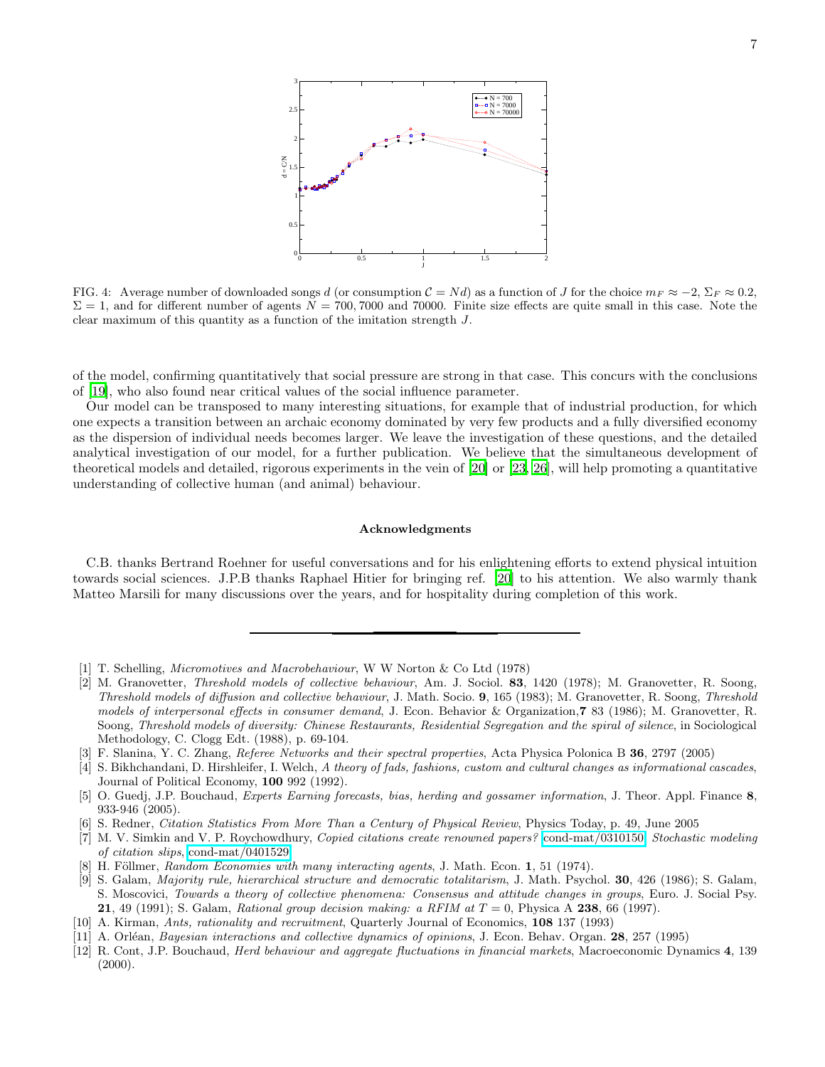FIG. 4: Average number of downloaded songs $d$ (or consumption $\mathcal{C} = Nd$) as a function of $J$ for the choice $m_F \approx -2$, $\Sigma_F \approx 0.2$, $\Sigma = 1$, and for different number of agents $N = 700, 7000$ and $70000$. Finite size effects are quite small in this case. Note the clear maximum of this quantity as a function of the imitation strength $J$.

of the model, confirming quantitatively that social pressure are strong in that case. This concurs with the conclusions of [19], who also found near critical values of the social influence parameter.

Our model can be transposed to many interesting situations, for example that of industrial production, for which one expects a transition between an archaic economy dominated by very few products and a fully diversified economy as the dispersion of individual needs becomes larger. We leave the investigation of these questions, and the detailed analytical investigation of our model, for a further publication. We believe that the simultaneous development of theoretical models and detailed, rigorous experiments in the vein of [20] or [23, 26], will help promoting a quantitative understanding of collective human (and animal) behaviour.

## Acknowledgments

C.B. thanks Bertrand Roehner for useful conversations and for his enlightening efforts to extend physical intuition towards social sciences. J.P.B thanks Raphael Hitier for bringing ref. [20] to his attention. We also warmly thank Matteo Marsili for many discussions over the years, and for hospitality during completion of this work.

---

[1] T. Schelling, *Micromotives and Macrobehaviour*, W W Norton & Co Ltd (1978)

[2] M. Granovetter, *Threshold models of collective behaviour*, Am. J. Sociol. **83**, 1420 (1978); M. Granovetter, R. Soong, *Threshold models of diffusion and collective behaviour*, J. Math. Socio. **9**, 165 (1983); M. Granovetter, R. Soong, *Threshold models of interpersonal effects in consumer demand*, J. Econ. Behavior & Organization,**7** 83 (1986); M. Granovetter, R. Soong, *Threshold models of diversity: Chinese Restaurants, Residential Segregation and the spiral of silence*, in Sociological Methodology, C. Clogg Edt. (1988), p. 69-104.

[3] F. Slanina, Y. C. Zhang, *Referee Networks and their spectral properties*, Acta Physica Polonica B **36**, 2797 (2005)

[4] S. Bikhchandani, D. Hirshleifer, I. Welch, *A theory of fads, fashions, custom and cultural changes as informational cascades*, Journal of Political Economy, **100** 992 (1992).

[5] O. Guedj, J.P. Bouchaud, *Experts Earning forecasts, bias, herding and gossamer information*, J. Theor. Appl. Finance **8**, 933-946 (2005).

[6] S. Redner, *Citation Statistics From More Than a Century of Physical Review*, Physics Today, p. 49, June 2005

[7] M. V. Simkin and V. P. Roychowdhury, *Copied citations create renowned papers?* cond-mat/0310150; *Stochastic modeling of citation slips*, cond-mat/0401529.

[8] H. Föllmer, *Random Economies with many interacting agents*, J. Math. Econ. **1**, 51 (1974).

[9] S. Galam, *Majority rule, hierarchical structure and democratic totalitarism*, J. Math. Psychol. **30**, 426 (1986); S. Galam, S. Moscovici, *Towards a theory of collective phenomena: Consensus and attitude changes in groups*, Euro. J. Social Psy. **21**, 49 (1991); S. Galam, *Rational group decision making: a RFIM at T = 0*, Physica A **238**, 66 (1997).

[10] A. Kirman, *Ants, rationality and recruitment*, Quarterly Journal of Economics, **108** 137 (1993)

[11] A. Orléan, *Bayesian interactions and collective dynamics of opinions*, J. Econ. Behav. Organ. **28**, 257 (1995)

[12] R. Cont, J.P. Bouchaud, *Herd behaviour and aggregate fluctuations in financial markets*, Macroeconomic Dynamics **4**, 139 (2000).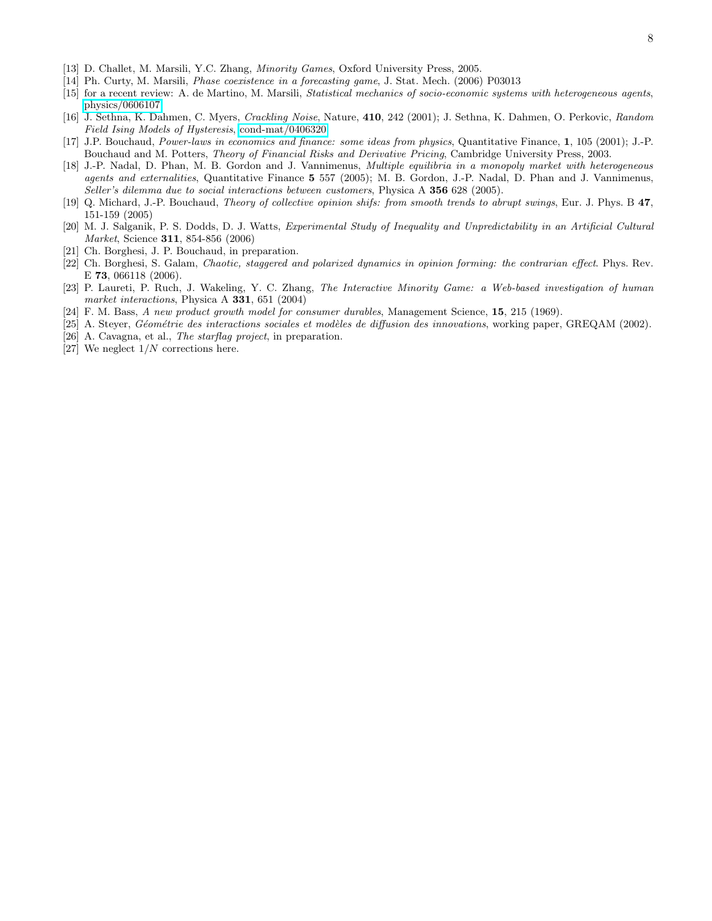[13] D. Challet, M. Marsili, Y.C. Zhang, *Minority Games*, Oxford University Press, 2005.

[14] Ph. Curty, M. Marsili, *Phase coexistence in a forecasting game*, J. Stat. Mech. (2006) P03013

[15] for a recent review: A. de Martino, M. Marsili, *Statistical mechanics of socio-economic systems with heterogeneous agents*, physics/0606107

[16] J. Sethna, K. Dahmen, C. Myers, *Crackling Noise*, Nature, **410**, 242 (2001); J. Sethna, K. Dahmen, O. Perkovic, *Random Field Ising Models of Hysteresis*, cond-mat/0406320

[17] J.P. Bouchaud, *Power-laws in economics and finance: some ideas from physics*, Quantitative Finance, **1**, 105 (2001); J.-P. Bouchaud and M. Potters, *Theory of Financial Risks and Derivative Pricing*, Cambridge University Press, 2003.

[18] J.-P. Nadal, D. Phan, M. B. Gordon and J. Vannimenus, *Multiple equilibria in a monopoly market with heterogeneous agents and externalities*, Quantitative Finance **5** 557 (2005); M. B. Gordon, J.-P. Nadal, D. Phan and J. Vannimenus, *Seller's dilemma due to social interactions between customers*, Physica A **356** 628 (2005).

[19] Q. Michard, J.-P. Bouchaud, *Theory of collective opinion shifs: from smooth trends to abrupt swings*, Eur. J. Phys. B **47**, 151-159 (2005)

[20] M. J. Salganik, P. S. Dodds, D. J. Watts, *Experimental Study of Inequality and Unpredictability in an Artificial Cultural Market*, Science **311**, 854-856 (2006)

[21] Ch. Borghesi, J. P. Bouchaud, in preparation.

[22] Ch. Borghesi, S. Galam, *Chaotic, staggered and polarized dynamics in opinion forming: the contrarian effect*. Phys. Rev. E **73**, 066118 (2006).

[23] P. Laureti, P. Ruch, J. Wakeling, Y. C. Zhang, *The Interactive Minority Game: a Web-based investigation of human market interactions*, Physica A **331**, 651 (2004)

[24] F. M. Bass, *A new product growth model for consumer durables*, Management Science, **15**, 215 (1969).

[25] A. Steyer, *Géométrie des interactions sociales et modèles de diffusion des innovations*, working paper, GREQAM (2002).

[26] A. Cavagna, et al., *The starflag project*, in preparation.

[27] We neglect $1/N$ corrections here.